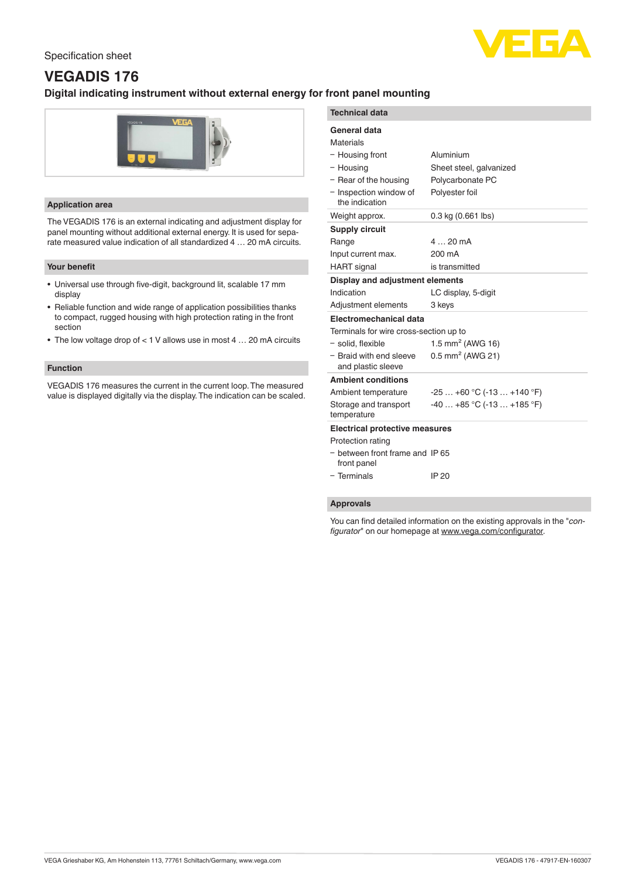Specification sheet

# VEGADIS 176

## Digital indicating instrument without external energy for front panel mounting

### Application area

The VEGADIS 176 is an external indicating and adjustment display for panel mounting without additional external energy. It is used for separate measured value indication of all standardized 4 … 20 mA circuits.

### Your benefit

- Universal use through five-digit, background lit, scalable 17 mm display
- Reliable function and wide range of application possibilities thanks to compact, rugged housing with high protection rating in the front section
- The low voltage drop of < 1 V allows use in most 4 … 20 mA circuits

### Function

VEGADIS 176 measures the current in the current loop. The measured value is displayed digitally via the display. The indication can be scaled.

### Technical data

**General data**

| | |
|---|---|
| Materials | |
| – Housing front | Aluminium |
| – Housing | Sheet steel, galvanized |
| – Rear of the housing | Polycarbonate PC |
| – Inspection window of the indication | Polyester foil |
| Weight approx. | 0.3 kg (0.661 lbs) |

**Supply circuit**

| | |
|---|---|
| Range | 4 … 20 mA |
| Input current max. | 200 mA |
| HART signal | is transmitted |

**Display and adjustment elements**

| | |
|---|---|
| Indication | LC display, 5-digit |
| Adjustment elements | 3 keys |

**Electromechanical data**

| | |
|---|---|
| Terminals for wire cross-section up to | |
| – solid, flexible | 1.5 mm² (AWG 16) |
| – Braid with end sleeve and plastic sleeve | 0.5 mm² (AWG 21) |

**Ambient conditions**

| | |
|---|---|
| Ambient temperature | -25 … +60 °C (-13 … +140 °F) |
| Storage and transport temperature | -40 … +85 °C (-13 … +185 °F) |

**Electrical protective measures**

| | |
|---|---|
| Protection rating | |
| – between front frame and front panel | IP 65 |
| – Terminals | IP 20 |

### Approvals

You can find detailed information on the existing approvals in the "*configurator*" on our homepage at www.vega.com/configurator.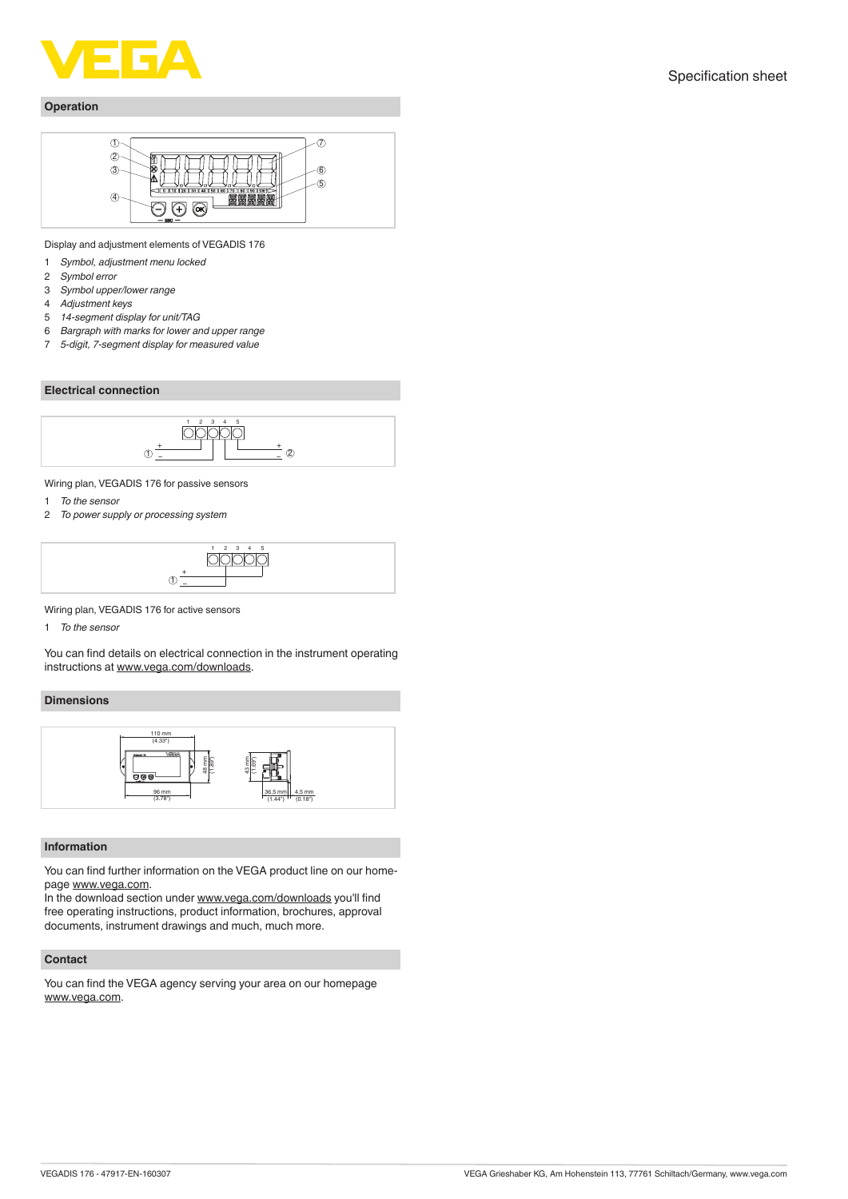## Operation

Display and adjustment elements of VEGADIS 176

1. *Symbol, adjustment menu locked*
2. *Symbol error*
3. *Symbol upper/lower range*
4. *Adjustment keys*
5. *14-segment display for unit/TAG*
6. *Bargraph with marks for lower and upper range*
7. *5-digit, 7-segment display for measured value*

## Electrical connection

Wiring plan, VEGADIS 176 for passive sensors

1. *To the sensor*
2. *To power supply or processing system*

Wiring plan, VEGADIS 176 for active sensors

1. *To the sensor*

You can find details on electrical connection in the instrument operating instructions at www.vega.com/downloads.

## Dimensions

110 mm
(4.33")
48 mm
(1.89")
96 mm
(3.78")
43 mm
(1.69")
36.5 mm
(1.44")
4.5 mm
(0.18")

## Information

You can find further information on the VEGA product line on our homepage www.vega.com.
In the download section under www.vega.com/downloads you'll find free operating instructions, product information, brochures, approval documents, instrument drawings and much, much more.

## Contact

You can find the VEGA agency serving your area on our homepage www.vega.com.